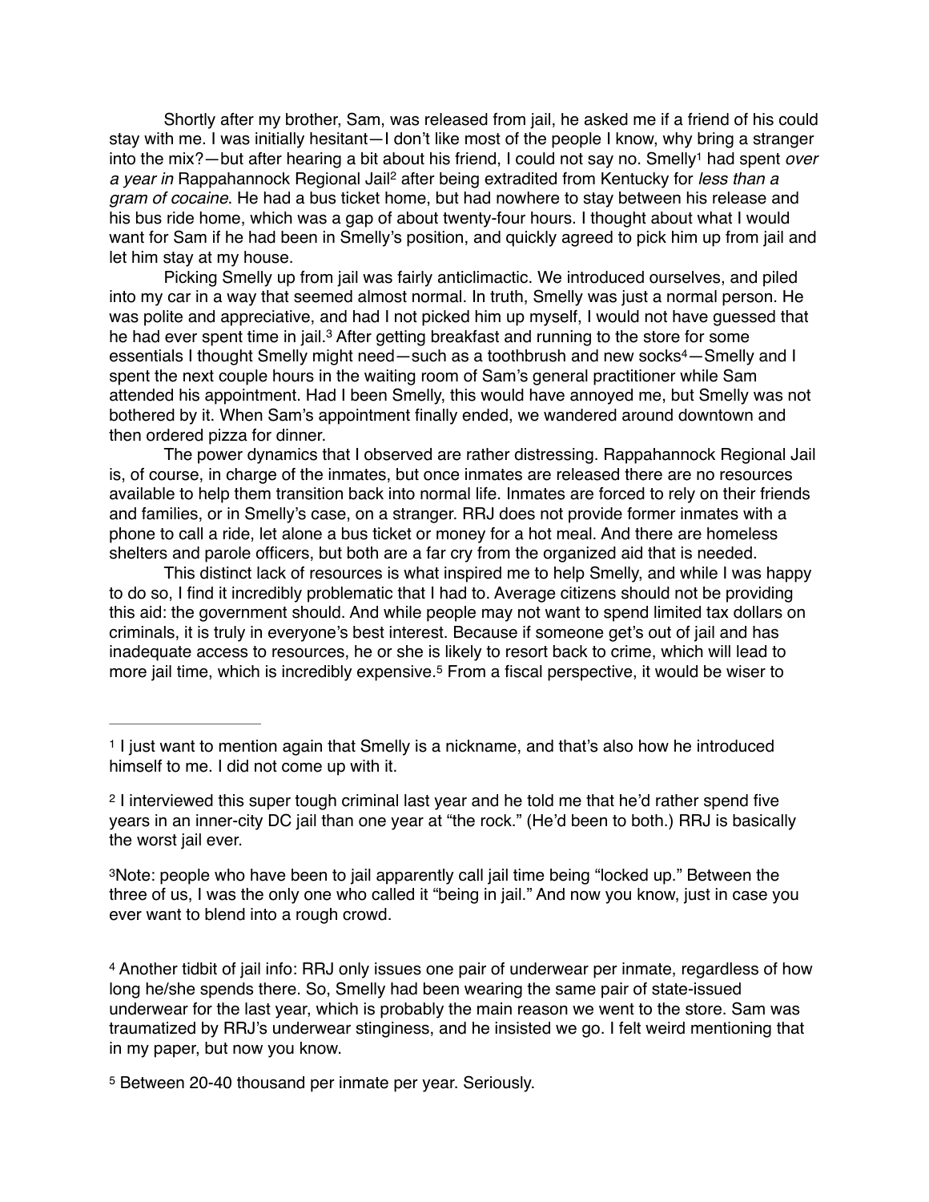Shortly after my brother, Sam, was released from jail, he asked me if a friend of his could stay with me. I was initially hesitant—I don't like most of the people I know, why bring a stranger into the mix?—but after hearing a bit about his friend, I could not say no. Smelly[1] had spent *over a year in* Rappahannock Regional Jail[2] after being extradited from Kentucky for *less than a gram of cocaine*. He had a bus ticket home, but had nowhere to stay between his release and his bus ride home, which was a gap of about twenty-four hours. I thought about what I would want for Sam if he had been in Smelly's position, and quickly agreed to pick him up from jail and let him stay at my house.

Picking Smelly up from jail was fairly anticlimactic. We introduced ourselves, and piled into my car in a way that seemed almost normal. In truth, Smelly was just a normal person. He was polite and appreciative, and had I not picked him up myself, I would not have guessed that he had ever spent time in jail.[3] After getting breakfast and running to the store for some essentials I thought Smelly might need—such as a toothbrush and new socks[4]—Smelly and I spent the next couple hours in the waiting room of Sam's general practitioner while Sam attended his appointment. Had I been Smelly, this would have annoyed me, but Smelly was not bothered by it. When Sam's appointment finally ended, we wandered around downtown and then ordered pizza for dinner.

The power dynamics that I observed are rather distressing. Rappahannock Regional Jail is, of course, in charge of the inmates, but once inmates are released there are no resources available to help them transition back into normal life. Inmates are forced to rely on their friends and families, or in Smelly's case, on a stranger. RRJ does not provide former inmates with a phone to call a ride, let alone a bus ticket or money for a hot meal. And there are homeless shelters and parole officers, but both are a far cry from the organized aid that is needed.

This distinct lack of resources is what inspired me to help Smelly, and while I was happy to do so, I find it incredibly problematic that I had to. Average citizens should not be providing this aid: the government should. And while people may not want to spend limited tax dollars on criminals, it is truly in everyone's best interest. Because if someone get's out of jail and has inadequate access to resources, he or she is likely to resort back to crime, which will lead to more jail time, which is incredibly expensive.[5] From a fiscal perspective, it would be wiser to

---

[1] I just want to mention again that Smelly is a nickname, and that's also how he introduced himself to me. I did not come up with it.

[2] I interviewed this super tough criminal last year and he told me that he'd rather spend five years in an inner-city DC jail than one year at "the rock." (He'd been to both.) RRJ is basically the worst jail ever.

[3] Note: people who have been to jail apparently call jail time being "locked up." Between the three of us, I was the only one who called it "being in jail." And now you know, just in case you ever want to blend into a rough crowd.

[4] Another tidbit of jail info: RRJ only issues one pair of underwear per inmate, regardless of how long he/she spends there. So, Smelly had been wearing the same pair of state-issued underwear for the last year, which is probably the main reason we went to the store. Sam was traumatized by RRJ's underwear stinginess, and he insisted we go. I felt weird mentioning that in my paper, but now you know.

[5] Between 20-40 thousand per inmate per year. Seriously.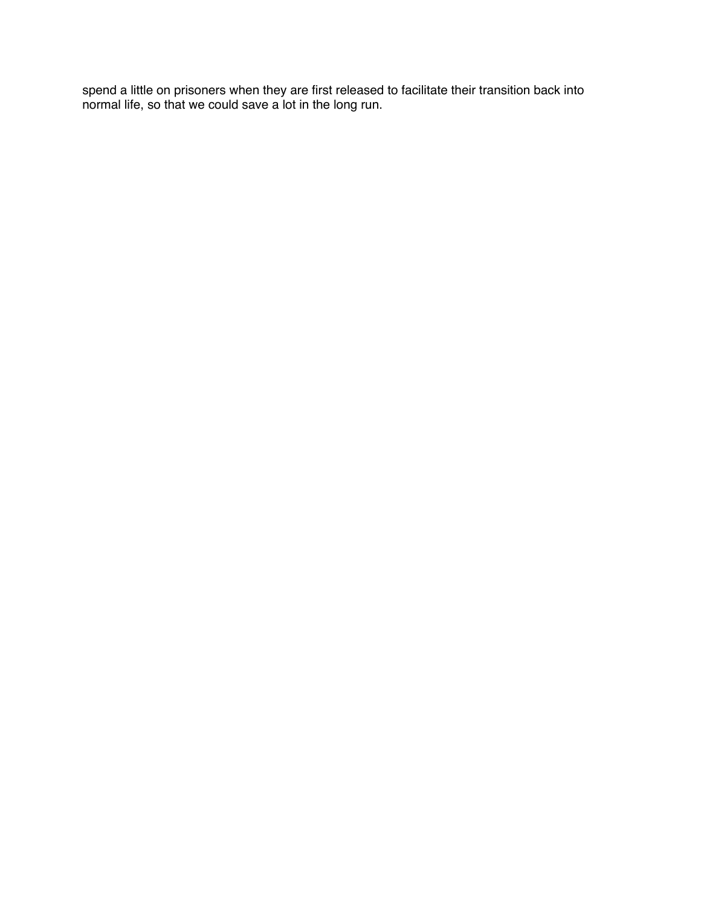spend a little on prisoners when they are first released to facilitate their transition back into normal life, so that we could save a lot in the long run.